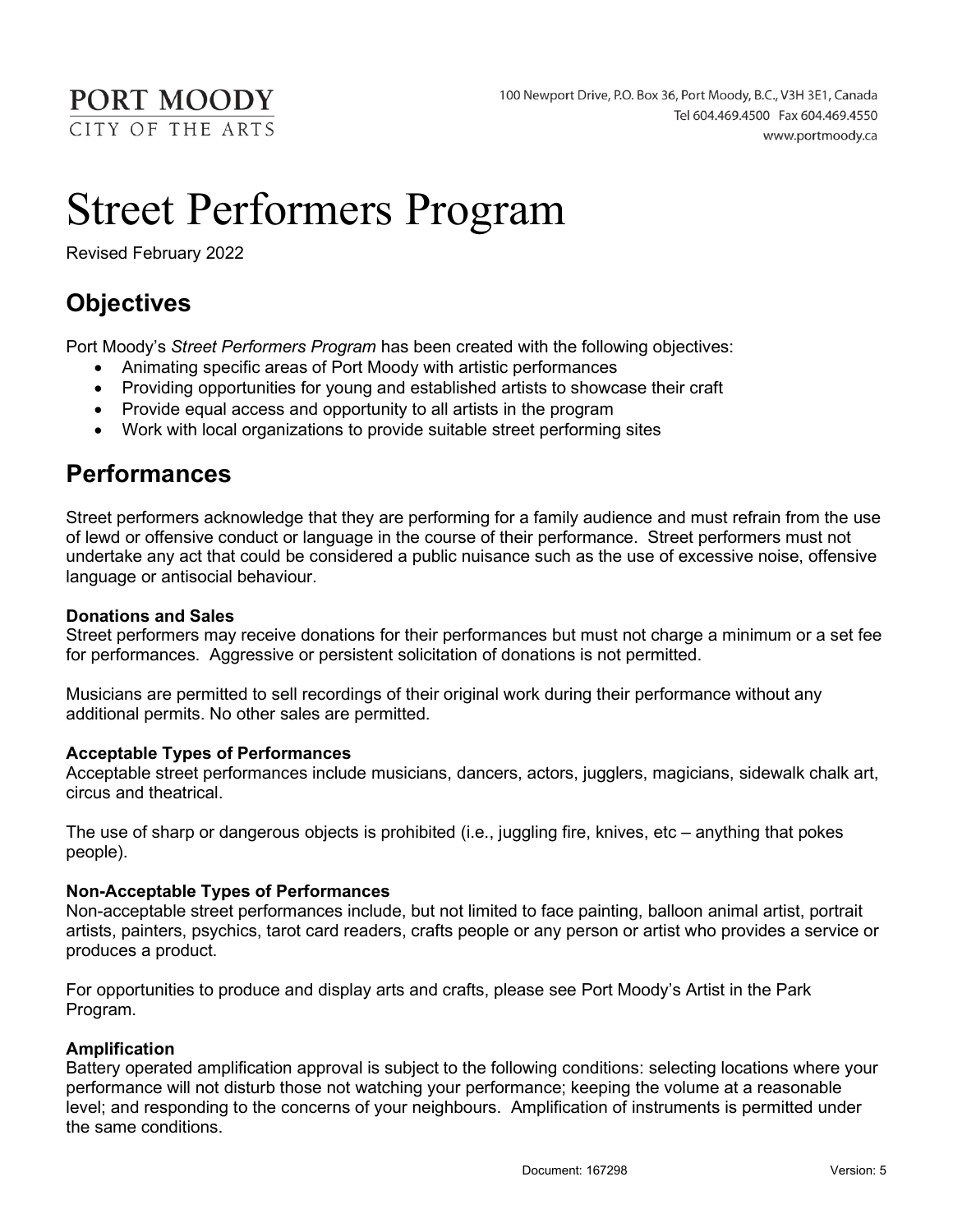PORT MOODY
CITY OF THE ARTS

100 Newport Drive, P.O. Box 36, Port Moody, B.C., V3H 3E1, Canada
Tel 604.469.4500 Fax 604.469.4550
www.portmoody.ca

# Street Performers Program

Revised February 2022

## Objectives

Port Moody's *Street Performers Program* has been created with the following objectives:

- Animating specific areas of Port Moody with artistic performances
- Providing opportunities for young and established artists to showcase their craft
- Provide equal access and opportunity to all artists in the program
- Work with local organizations to provide suitable street performing sites

## Performances

Street performers acknowledge that they are performing for a family audience and must refrain from the use of lewd or offensive conduct or language in the course of their performance. Street performers must not undertake any act that could be considered a public nuisance such as the use of excessive noise, offensive language or antisocial behaviour.

**Donations and Sales**

Street performers may receive donations for their performances but must not charge a minimum or a set fee for performances. Aggressive or persistent solicitation of donations is not permitted.

Musicians are permitted to sell recordings of their original work during their performance without any additional permits. No other sales are permitted.

**Acceptable Types of Performances**

Acceptable street performances include musicians, dancers, actors, jugglers, magicians, sidewalk chalk art, circus and theatrical.

The use of sharp or dangerous objects is prohibited (i.e., juggling fire, knives, etc – anything that pokes people).

**Non-Acceptable Types of Performances**

Non-acceptable street performances include, but not limited to face painting, balloon animal artist, portrait artists, painters, psychics, tarot card readers, crafts people or any person or artist who provides a service or produces a product.

For opportunities to produce and display arts and crafts, please see Port Moody's Artist in the Park Program.

**Amplification**

Battery operated amplification approval is subject to the following conditions: selecting locations where your performance will not disturb those not watching your performance; keeping the volume at a reasonable level; and responding to the concerns of your neighbours. Amplification of instruments is permitted under the same conditions.

Document: 167298 Version: 5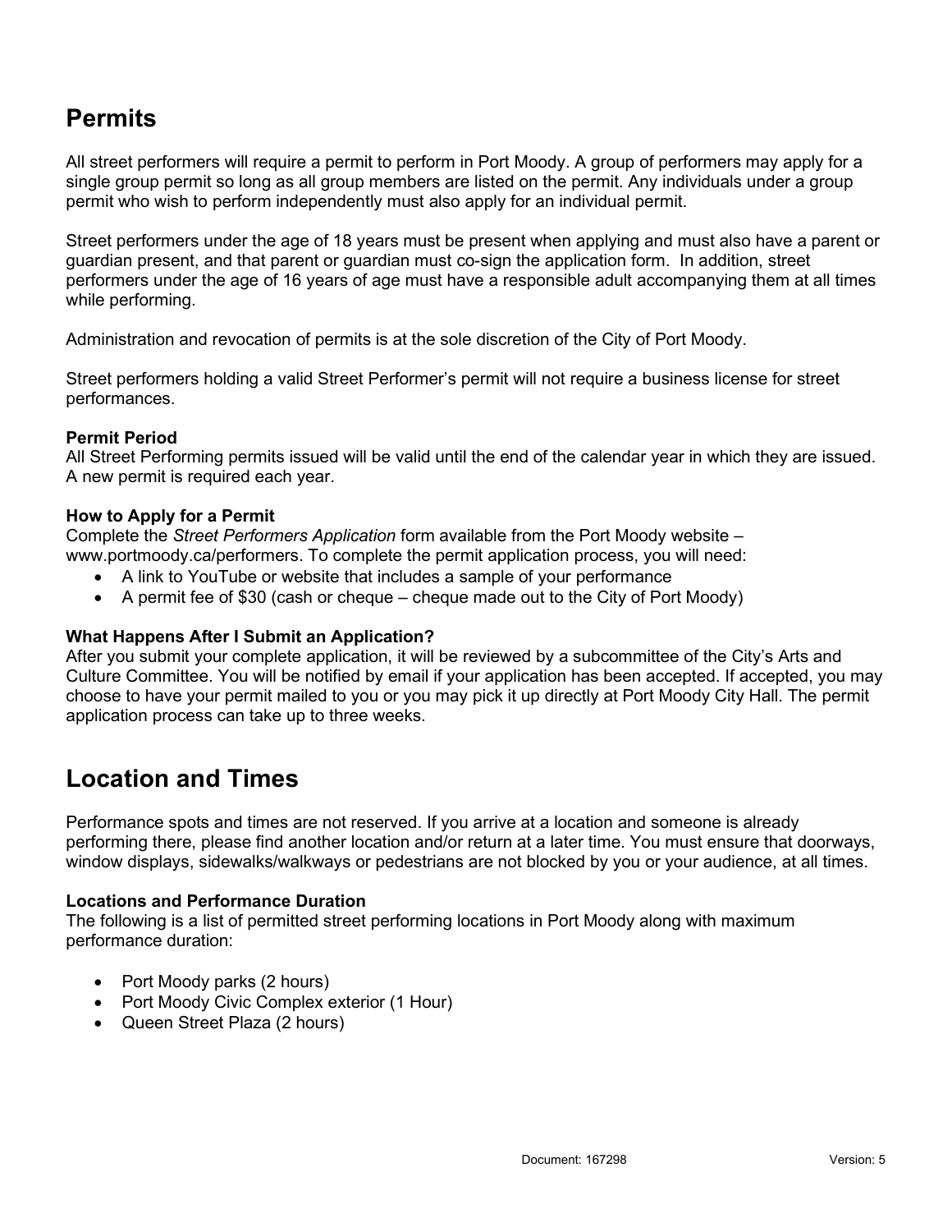## Permits

All street performers will require a permit to perform in Port Moody. A group of performers may apply for a single group permit so long as all group members are listed on the permit. Any individuals under a group permit who wish to perform independently must also apply for an individual permit.

Street performers under the age of 18 years must be present when applying and must also have a parent or guardian present, and that parent or guardian must co-sign the application form. In addition, street performers under the age of 16 years of age must have a responsible adult accompanying them at all times while performing.

Administration and revocation of permits is at the sole discretion of the City of Port Moody.

Street performers holding a valid Street Performer's permit will not require a business license for street performances.

### Permit Period

All Street Performing permits issued will be valid until the end of the calendar year in which they are issued. A new permit is required each year.

### How to Apply for a Permit

Complete the *Street Performers Application* form available from the Port Moody website – www.portmoody.ca/performers. To complete the permit application process, you will need:

- A link to YouTube or website that includes a sample of your performance
- A permit fee of $30 (cash or cheque – cheque made out to the City of Port Moody)

### What Happens After I Submit an Application?

After you submit your complete application, it will be reviewed by a subcommittee of the City's Arts and Culture Committee. You will be notified by email if your application has been accepted. If accepted, you may choose to have your permit mailed to you or you may pick it up directly at Port Moody City Hall. The permit application process can take up to three weeks.

## Location and Times

Performance spots and times are not reserved. If you arrive at a location and someone is already performing there, please find another location and/or return at a later time. You must ensure that doorways, window displays, sidewalks/walkways or pedestrians are not blocked by you or your audience, at all times.

### Locations and Performance Duration

The following is a list of permitted street performing locations in Port Moody along with maximum performance duration:

- Port Moody parks (2 hours)
- Port Moody Civic Complex exterior (1 Hour)
- Queen Street Plaza (2 hours)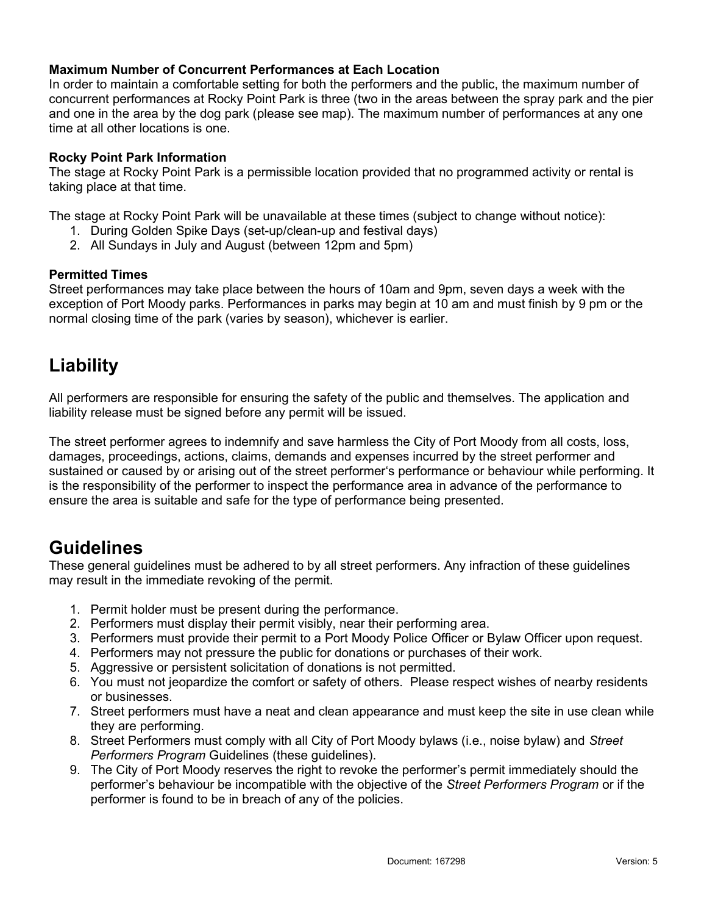### Maximum Number of Concurrent Performances at Each Location

In order to maintain a comfortable setting for both the performers and the public, the maximum number of concurrent performances at Rocky Point Park is three (two in the areas between the spray park and the pier and one in the area by the dog park (please see map). The maximum number of performances at any one time at all other locations is one.

### Rocky Point Park Information

The stage at Rocky Point Park is a permissible location provided that no programmed activity or rental is taking place at that time.

The stage at Rocky Point Park will be unavailable at these times (subject to change without notice):

1. During Golden Spike Days (set-up/clean-up and festival days)
2. All Sundays in July and August (between 12pm and 5pm)

### Permitted Times

Street performances may take place between the hours of 10am and 9pm, seven days a week with the exception of Port Moody parks. Performances in parks may begin at 10 am and must finish by 9 pm or the normal closing time of the park (varies by season), whichever is earlier.

## Liability

All performers are responsible for ensuring the safety of the public and themselves. The application and liability release must be signed before any permit will be issued.

The street performer agrees to indemnify and save harmless the City of Port Moody from all costs, loss, damages, proceedings, actions, claims, demands and expenses incurred by the street performer and sustained or caused by or arising out of the street performer's performance or behaviour while performing. It is the responsibility of the performer to inspect the performance area in advance of the performance to ensure the area is suitable and safe for the type of performance being presented.

## Guidelines

These general guidelines must be adhered to by all street performers. Any infraction of these guidelines may result in the immediate revoking of the permit.

1. Permit holder must be present during the performance.
2. Performers must display their permit visibly, near their performing area.
3. Performers must provide their permit to a Port Moody Police Officer or Bylaw Officer upon request.
4. Performers may not pressure the public for donations or purchases of their work.
5. Aggressive or persistent solicitation of donations is not permitted.
6. You must not jeopardize the comfort or safety of others. Please respect wishes of nearby residents or businesses.
7. Street performers must have a neat and clean appearance and must keep the site in use clean while they are performing.
8. Street Performers must comply with all City of Port Moody bylaws (i.e., noise bylaw) and *Street Performers Program* Guidelines (these guidelines).
9. The City of Port Moody reserves the right to revoke the performer's permit immediately should the performer's behaviour be incompatible with the objective of the *Street Performers Program* or if the performer is found to be in breach of any of the policies.